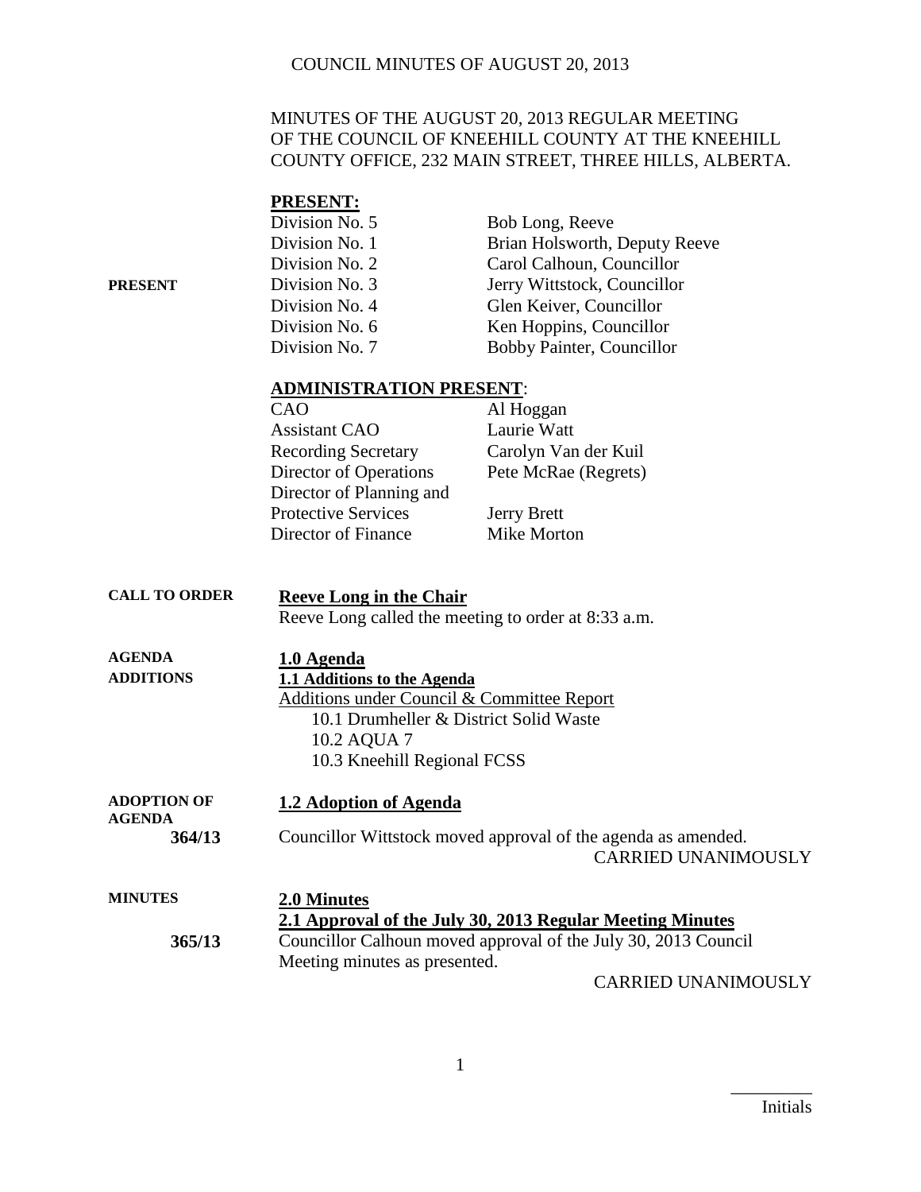MINUTES OF THE AUGUST 20, 2013 REGULAR MEETING OF THE COUNCIL OF KNEEHILL COUNTY AT THE KNEEHILL COUNTY OFFICE, 232 MAIN STREET, THREE HILLS, ALBERTA.

**PRESENT:**

PRESENT

| | |
|---|---|
| Division No. 5 | Bob Long, Reeve |
| Division No. 1 | Brian Holsworth, Deputy Reeve |
| Division No. 2 | Carol Calhoun, Councillor |
| Division No. 3 | Jerry Wittstock, Councillor |
| Division No. 4 | Glen Keiver, Councillor |
| Division No. 6 | Ken Hoppins, Councillor |
| Division No. 7 | Bobby Painter, Councillor |

**ADMINISTRATION PRESENT**:

| | |
|---|---|
| CAO | Al Hoggan |
| Assistant CAO | Laurie Watt |
| Recording Secretary | Carolyn Van der Kuil |
| Director of Operations | Pete McRae (Regrets) |
| Director of Planning and Protective Services | Jerry Brett |
| Director of Finance | Mike Morton |

CALL TO ORDER

**Reeve Long in the Chair**

Reeve Long called the meeting to order at 8:33 a.m.

AGENDA ADDITIONS

**1.0 Agenda**

**1.1 Additions to the Agenda**

Additions under Council & Committee Report

- 10.1 Drumheller & District Solid Waste
- 10.2 AQUA 7
- 10.3 Kneehill Regional FCSS

ADOPTION OF AGENDA

**1.2 Adoption of Agenda**

**364/13** Councillor Wittstock moved approval of the agenda as amended.

CARRIED UNANIMOUSLY

MINUTES

**2.0 Minutes**

**2.1 Approval of the July 30, 2013 Regular Meeting Minutes**

**365/13** Councillor Calhoun moved approval of the July 30, 2013 Council Meeting minutes as presented.

CARRIED UNANIMOUSLY

Initials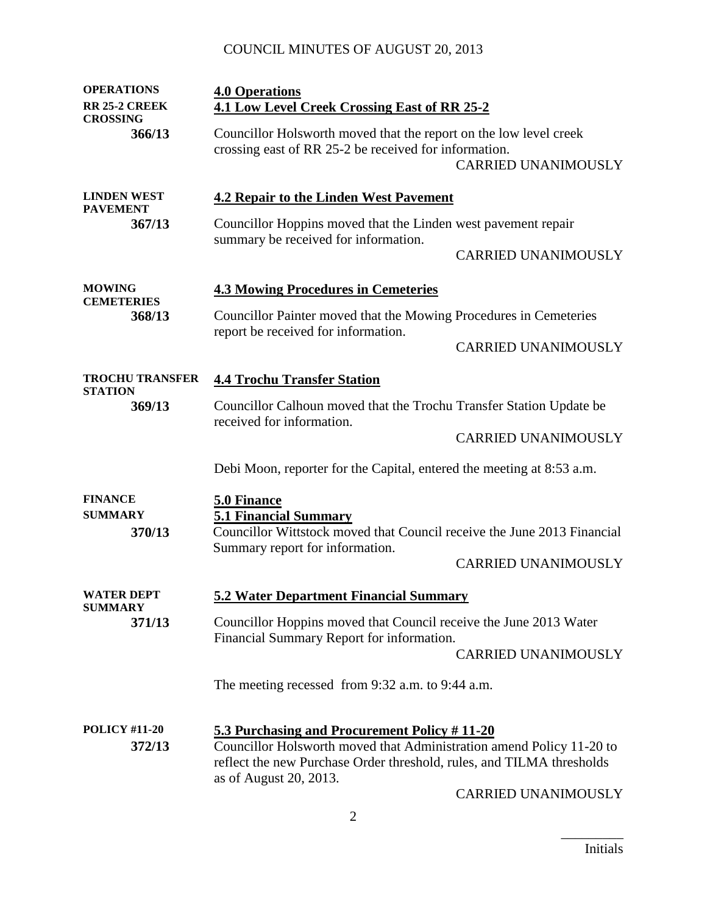COUNCIL MINUTES OF AUGUST 20, 2013

**OPERATIONS**

## 4.0 Operations

**RR 25-2 CREEK CROSSING**

### 4.1 Low Level Creek Crossing East of RR 25-2

**366/13**

Councillor Holsworth moved that the report on the low level creek crossing east of RR 25-2 be received for information.

CARRIED UNANIMOUSLY

**LINDEN WEST PAVEMENT**

### 4.2 Repair to the Linden West Pavement

**367/13**

Councillor Hoppins moved that the Linden west pavement repair summary be received for information.

CARRIED UNANIMOUSLY

**MOWING CEMETERIES**

### 4.3 Mowing Procedures in Cemeteries

**368/13**

Councillor Painter moved that the Mowing Procedures in Cemeteries report be received for information.

CARRIED UNANIMOUSLY

**TROCHU TRANSFER STATION**

### 4.4 Trochu Transfer Station

**369/13**

Councillor Calhoun moved that the Trochu Transfer Station Update be received for information.

CARRIED UNANIMOUSLY

Debi Moon, reporter for the Capital, entered the meeting at 8:53 a.m.

**FINANCE**

## 5.0 Finance

**SUMMARY**

### 5.1 Financial Summary

**370/13**

Councillor Wittstock moved that Council receive the June 2013 Financial Summary report for information.

CARRIED UNANIMOUSLY

**WATER DEPT SUMMARY**

### 5.2 Water Department Financial Summary

**371/13**

Councillor Hoppins moved that Council receive the June 2013 Water Financial Summary Report for information.

CARRIED UNANIMOUSLY

The meeting recessed from 9:32 a.m. to 9:44 a.m.

**POLICY #11-20**

### 5.3 Purchasing and Procurement Policy # 11-20

**372/13**

Councillor Holsworth moved that Administration amend Policy 11-20 to reflect the new Purchase Order threshold, rules, and TILMA thresholds as of August 20, 2013.

CARRIED UNANIMOUSLY

\_\_\_\_\_\_\_\_\_
Initials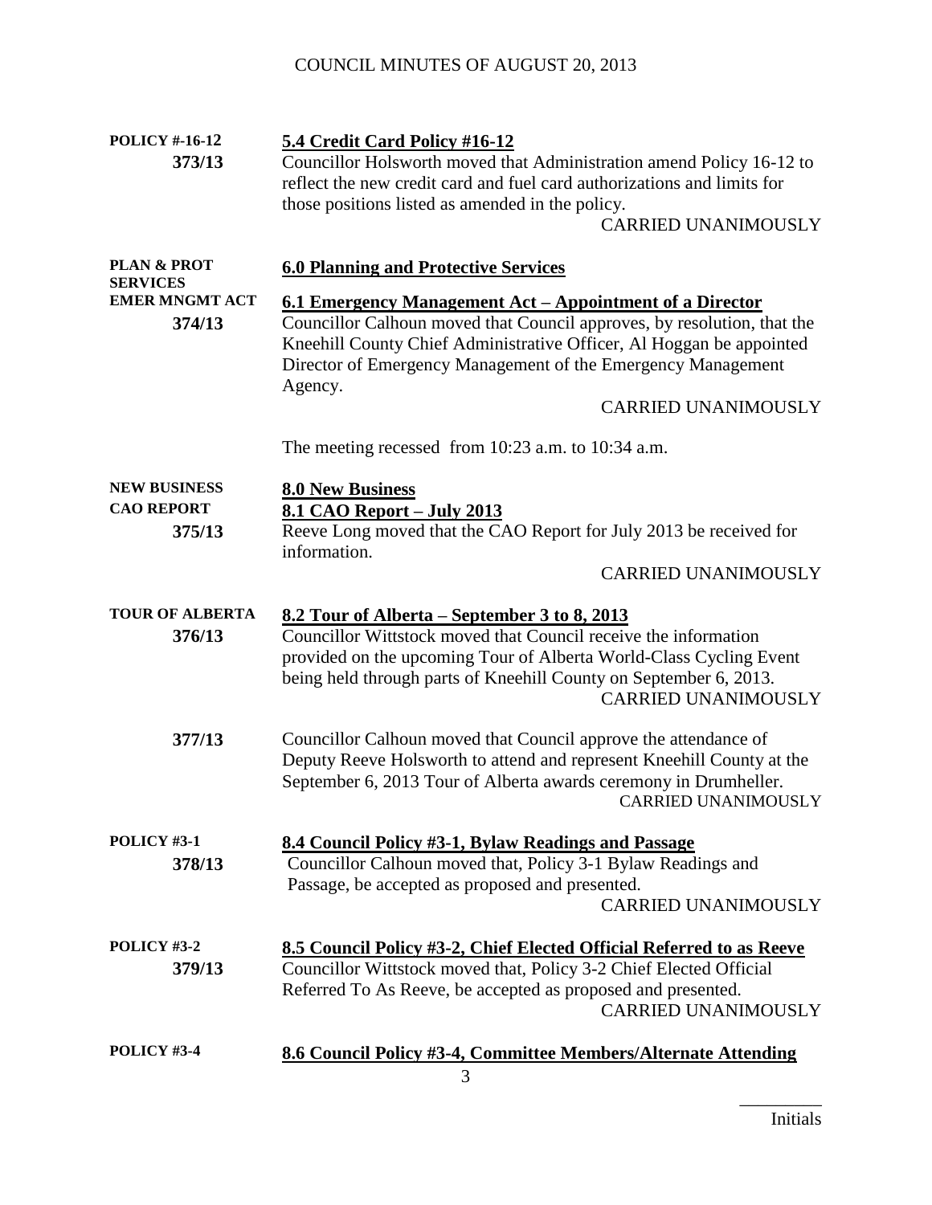**POLICY #-16-12**
**373/13**

**5.4 Credit Card Policy #16-12**

Councillor Holsworth moved that Administration amend Policy 16-12 to reflect the new credit card and fuel card authorizations and limits for those positions listed as amended in the policy.

CARRIED UNANIMOUSLY

**PLAN & PROT SERVICES**

**6.0 Planning and Protective Services**

**EMER MNGMT ACT**
**374/13**

**6.1 Emergency Management Act – Appointment of a Director**

Councillor Calhoun moved that Council approves, by resolution, that the Kneehill County Chief Administrative Officer, Al Hoggan be appointed Director of Emergency Management of the Emergency Management Agency.

CARRIED UNANIMOUSLY

The meeting recessed from 10:23 a.m. to 10:34 a.m.

**NEW BUSINESS**

**8.0 New Business**

**CAO REPORT**
**375/13**

**8.1 CAO Report – July 2013**

Reeve Long moved that the CAO Report for July 2013 be received for information.

CARRIED UNANIMOUSLY

**TOUR OF ALBERTA**
**376/13**

**8.2 Tour of Alberta – September 3 to 8, 2013**

Councillor Wittstock moved that Council receive the information provided on the upcoming Tour of Alberta World-Class Cycling Event being held through parts of Kneehill County on September 6, 2013.

CARRIED UNANIMOUSLY

**377/13**

Councillor Calhoun moved that Council approve the attendance of Deputy Reeve Holsworth to attend and represent Kneehill County at the September 6, 2013 Tour of Alberta awards ceremony in Drumheller.

CARRIED UNANIMOUSLY

**POLICY #3-1**
**378/13**

**8.4 Council Policy #3-1, Bylaw Readings and Passage**

Councillor Calhoun moved that, Policy 3-1 Bylaw Readings and Passage, be accepted as proposed and presented.

CARRIED UNANIMOUSLY

**POLICY #3-2**
**379/13**

**8.5 Council Policy #3-2, Chief Elected Official Referred to as Reeve**

Councillor Wittstock moved that, Policy 3-2 Chief Elected Official Referred To As Reeve, be accepted as proposed and presented.

CARRIED UNANIMOUSLY

**POLICY #3-4**

**8.6 Council Policy #3-4, Committee Members/Alternate Attending**

\_\_\_\_\_\_\_\_\_
Initials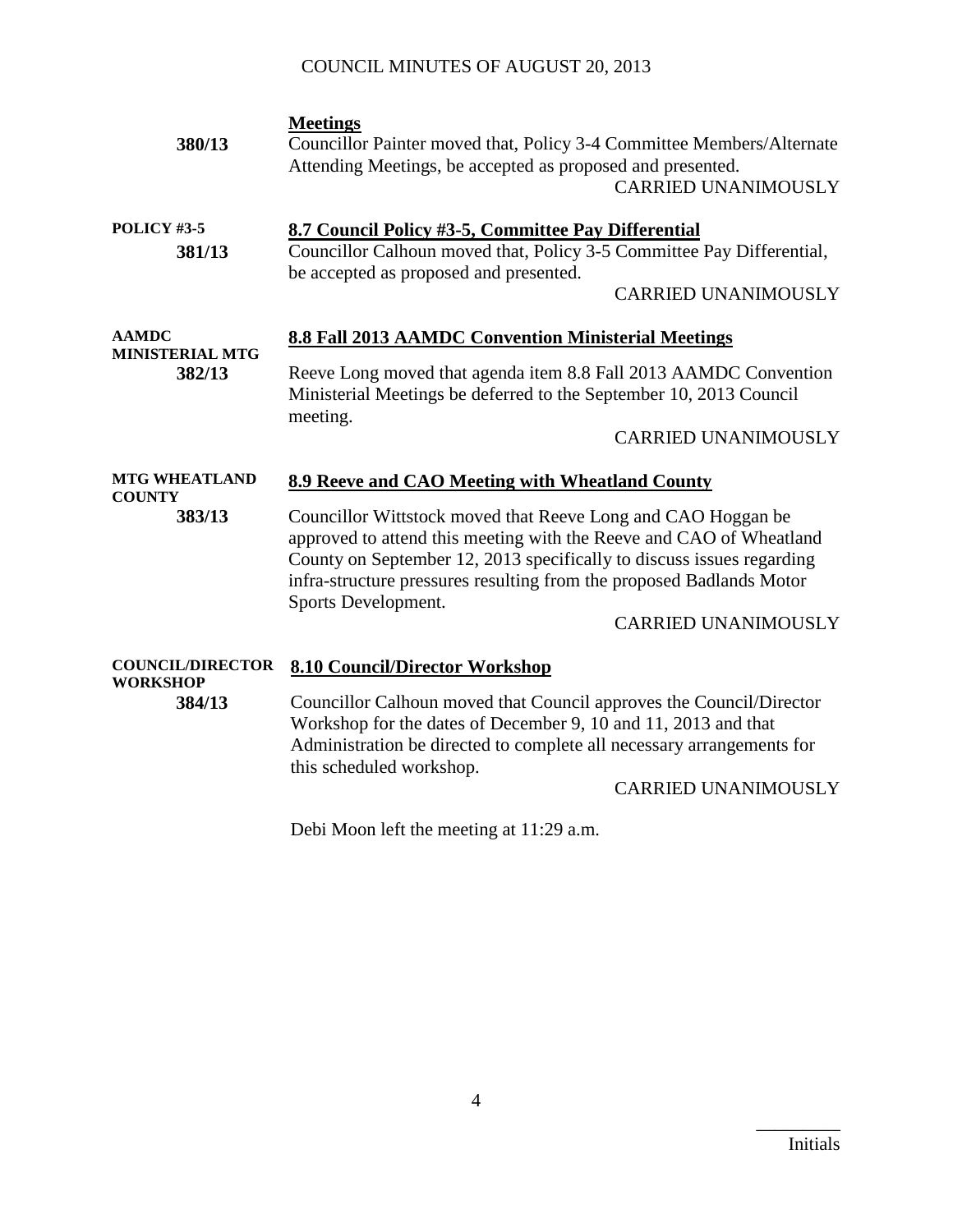**Meetings**

**380/13** Councillor Painter moved that, Policy 3-4 Committee Members/Alternate Attending Meetings, be accepted as proposed and presented.

CARRIED UNANIMOUSLY

**POLICY #3-5**

**8.7 Council Policy #3-5, Committee Pay Differential**

**381/13** Councillor Calhoun moved that, Policy 3-5 Committee Pay Differential, be accepted as proposed and presented.

CARRIED UNANIMOUSLY

**AAMDC MINISTERIAL MTG**

**8.8 Fall 2013 AAMDC Convention Ministerial Meetings**

**382/13** Reeve Long moved that agenda item 8.8 Fall 2013 AAMDC Convention Ministerial Meetings be deferred to the September 10, 2013 Council meeting.

CARRIED UNANIMOUSLY

**MTG WHEATLAND COUNTY**

**8.9 Reeve and CAO Meeting with Wheatland County**

**383/13** Councillor Wittstock moved that Reeve Long and CAO Hoggan be approved to attend this meeting with the Reeve and CAO of Wheatland County on September 12, 2013 specifically to discuss issues regarding infra-structure pressures resulting from the proposed Badlands Motor Sports Development.

CARRIED UNANIMOUSLY

**COUNCIL/DIRECTOR WORKSHOP**

**8.10 Council/Director Workshop**

**384/13** Councillor Calhoun moved that Council approves the Council/Director Workshop for the dates of December 9, 10 and 11, 2013 and that Administration be directed to complete all necessary arrangements for this scheduled workshop.

CARRIED UNANIMOUSLY

Debi Moon left the meeting at 11:29 a.m.

_________
Initials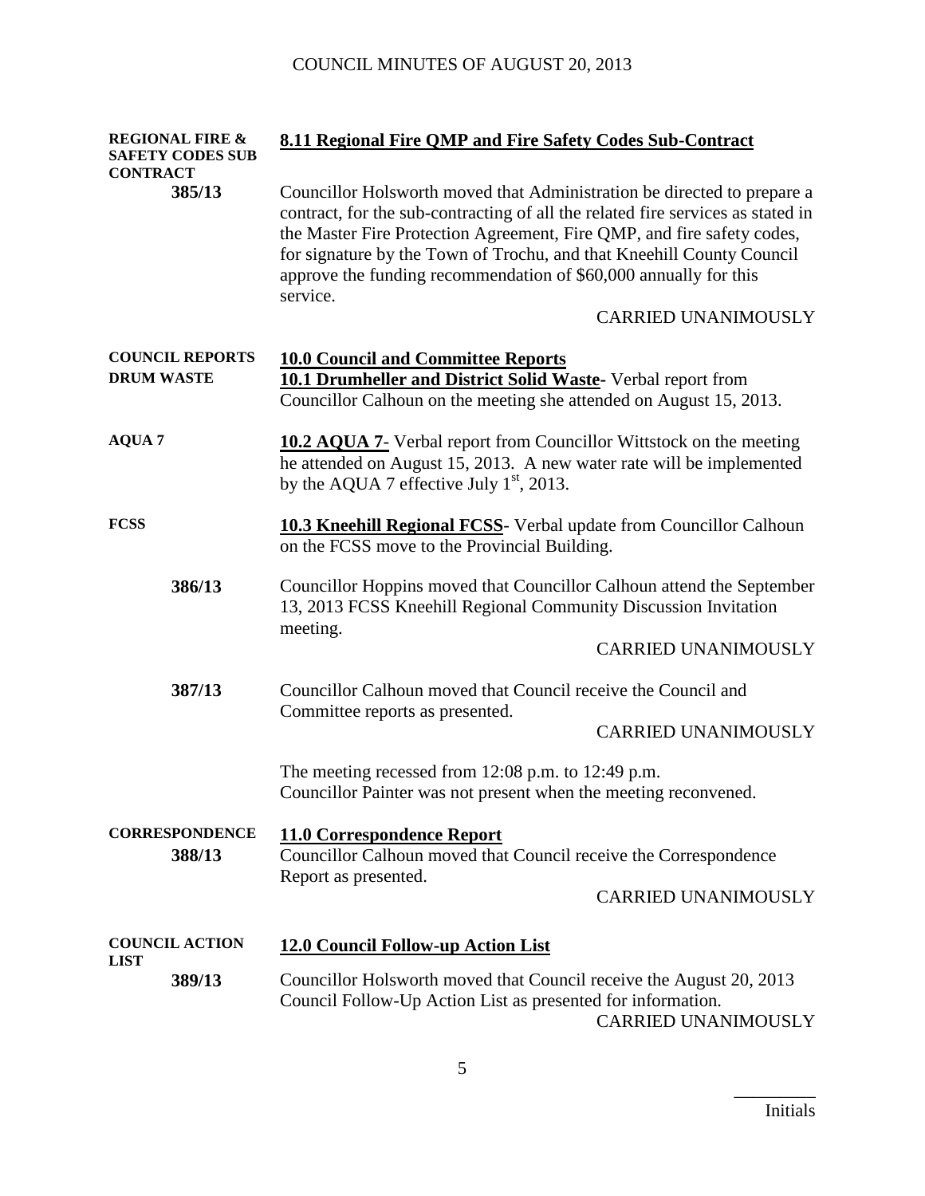**REGIONAL FIRE & SAFETY CODES SUB CONTRACT**

## 8.11 Regional Fire QMP and Fire Safety Codes Sub-Contract

**385/13** Councillor Holsworth moved that Administration be directed to prepare a contract, for the sub-contracting of all the related fire services as stated in the Master Fire Protection Agreement, Fire QMP, and fire safety codes, for signature by the Town of Trochu, and that Kneehill County Council approve the funding recommendation of $60,000 annually for this service.

CARRIED UNANIMOUSLY

**COUNCIL REPORTS**

## 10.0 Council and Committee Reports

**DRUM WASTE**

**10.1 Drumheller and District Solid Waste-** Verbal report from Councillor Calhoun on the meeting she attended on August 15, 2013.

**AQUA 7**

**10.2 AQUA 7**- Verbal report from Councillor Wittstock on the meeting he attended on August 15, 2013. A new water rate will be implemented by the AQUA 7 effective July 1st, 2013.

**FCSS**

**10.3 Kneehill Regional FCSS**- Verbal update from Councillor Calhoun on the FCSS move to the Provincial Building.

**386/13** Councillor Hoppins moved that Councillor Calhoun attend the September 13, 2013 FCSS Kneehill Regional Community Discussion Invitation meeting.

CARRIED UNANIMOUSLY

**387/13** Councillor Calhoun moved that Council receive the Council and Committee reports as presented.

CARRIED UNANIMOUSLY

The meeting recessed from 12:08 p.m. to 12:49 p.m.
Councillor Painter was not present when the meeting reconvened.

**CORRESPONDENCE**

## 11.0 Correspondence Report

**388/13** Councillor Calhoun moved that Council receive the Correspondence Report as presented.

CARRIED UNANIMOUSLY

**COUNCIL ACTION LIST**

## 12.0 Council Follow-up Action List

**389/13** Councillor Holsworth moved that Council receive the August 20, 2013 Council Follow-Up Action List as presented for information.

CARRIED UNANIMOUSLY

\_\_\_\_\_\_\_\_\_\_
Initials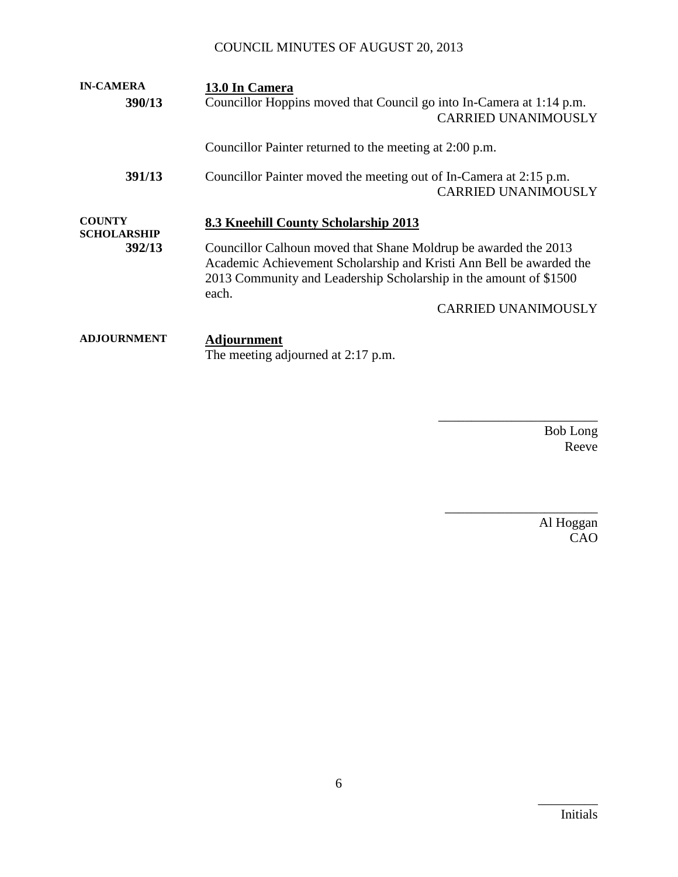**IN-CAMERA**

**390/13**

## 13.0 In Camera

Councillor Hoppins moved that Council go into In-Camera at 1:14 p.m.

CARRIED UNANIMOUSLY

Councillor Painter returned to the meeting at 2:00 p.m.

**391/13**

Councillor Painter moved the meeting out of In-Camera at 2:15 p.m.

CARRIED UNANIMOUSLY

**COUNTY SCHOLARSHIP**

**392/13**

## 8.3 Kneehill County Scholarship 2013

Councillor Calhoun moved that Shane Moldrup be awarded the 2013 Academic Achievement Scholarship and Kristi Ann Bell be awarded the 2013 Community and Leadership Scholarship in the amount of $1500 each.

CARRIED UNANIMOUSLY

**ADJOURNMENT**

## Adjournment

The meeting adjourned at 2:17 p.m.

________________________
Bob Long
Reeve

________________________
Al Hoggan
CAO

_________
Initials